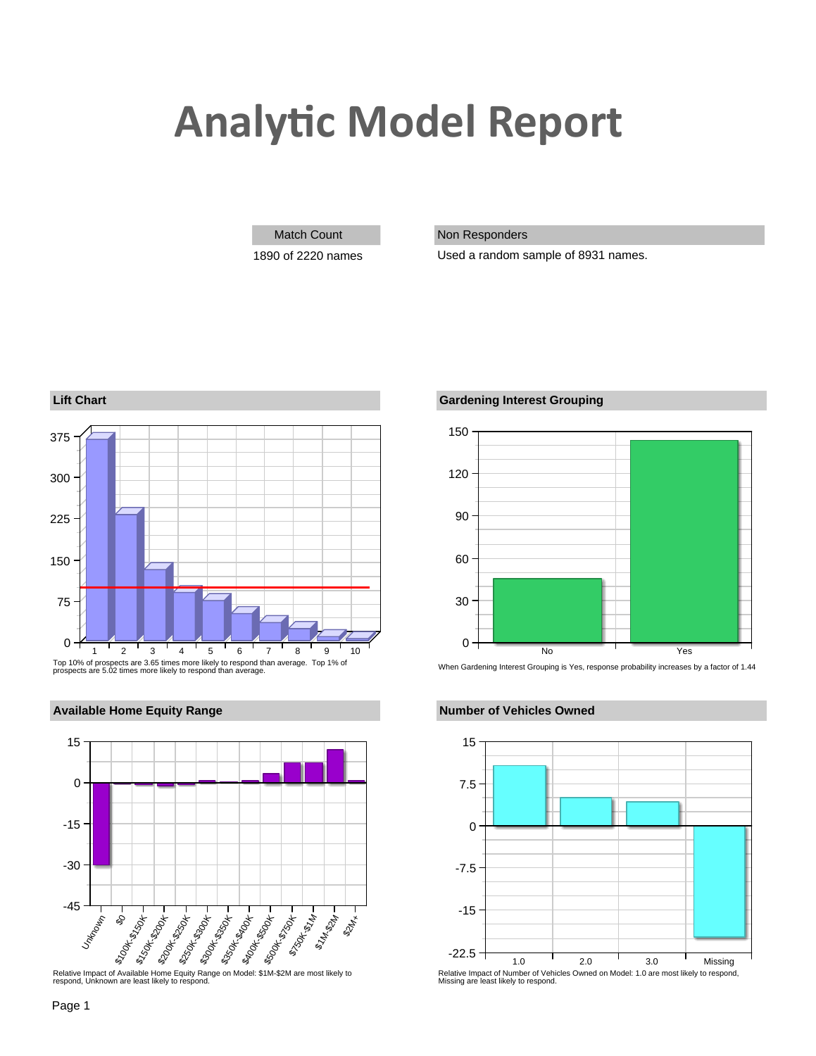# Analytic Model Report

| Match Count | Non Responders |
| --- | --- |
| 1890 of 2220 names | Used a random sample of 8931 names. |

## Lift Chart

Top 10% of prospects are 3.65 times more likely to respond than average. Top 1% of prospects are 5.02 times more likely to respond than average.

## Gardening Interest Grouping

When Gardening Interest Grouping is Yes, response probability increases by a factor of 1.44

## Available Home Equity Range

Relative Impact of Available Home Equity Range on Model: $1M-$2M are most likely to respond, Unknown are least likely to respond.

## Number of Vehicles Owned

Relative Impact of Number of Vehicles Owned on Model: 1.0 are most likely to respond, Missing are least likely to respond.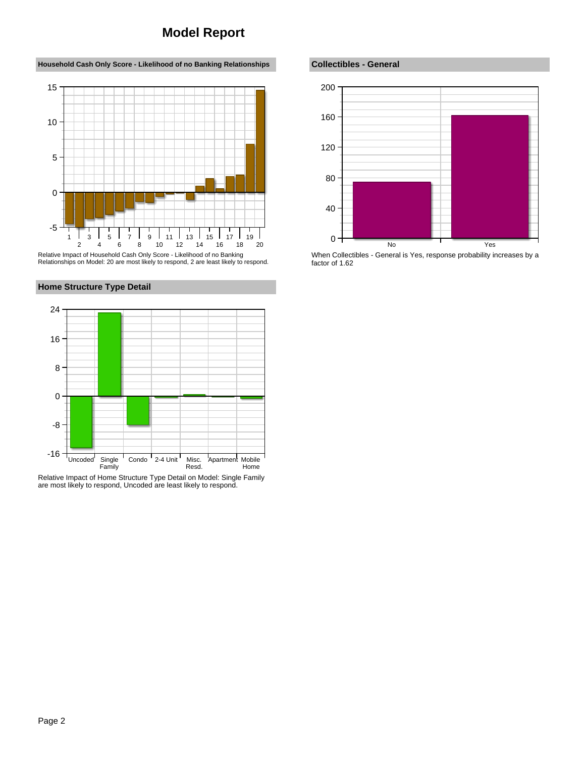# Model Report

## Household Cash Only Score - Likelihood of no Banking Relationships

15
10
5
0
-5

1 2 3 4 5 6 7 8 9 10 11 12 13 14 15 16 17 18 19 20

Relative Impact of Household Cash Only Score - Likelihood of no Banking Relationships on Model: 20 are most likely to respond, 2 are least likely to respond.

## Collectibles - General

200
160
120
80
40
0

No
Yes

When Collectibles - General is Yes, response probability increases by a factor of 1.62

## Home Structure Type Detail

24
16
8
0
-8
-16

Uncoded
Single Family
Condo
2-4 Unit
Misc. Resd.
Apartment
Mobile Home

Relative Impact of Home Structure Type Detail on Model: Single Family are most likely to respond, Uncoded are least likely to respond.